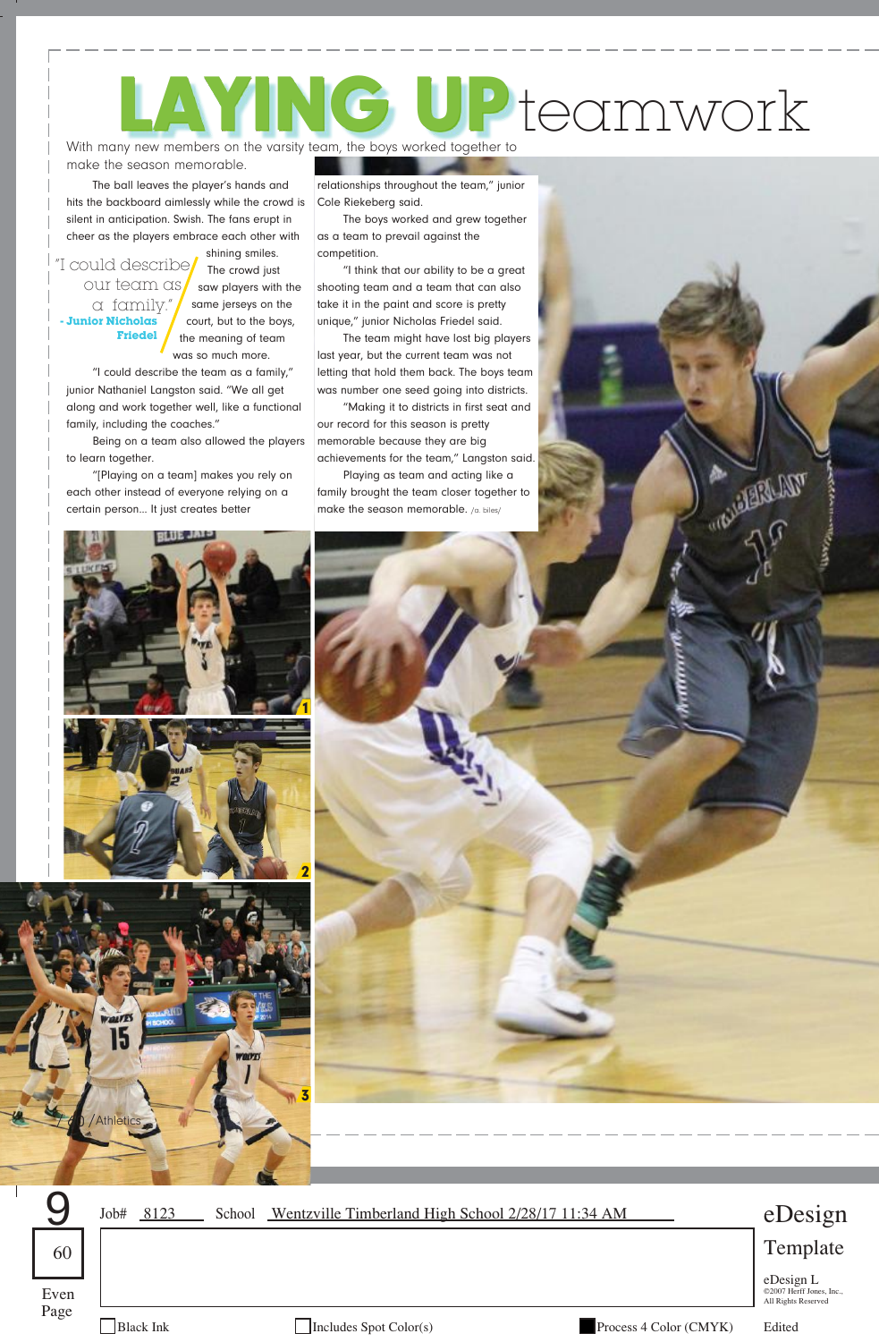# LAYING UP teamwork

With many new members on the varsity team, the boys worked together to make the season memorable.

The ball leaves the player's hands and hits the backboard aimlessly while the crowd is silent in anticipation. Swish. The fans erupt in cheer as the players embrace each other with shining smiles.

> "I could describe our team as a family."
> - Junior Nicholas Friedel

The crowd just saw players with the same jerseys on the court, but to the boys, the meaning of team was so much more.

"I could describe the team as a family," junior Nathaniel Langston said. "We all get along and work together well, like a functional family, including the coaches."

Being on a team also allowed the players to learn together.

"[Playing on a team] makes you rely on each other instead of everyone relying on a certain person... It just creates better relationships throughout the team," junior Cole Riekeberg said.

The boys worked and grew together as a team to prevail against the competition.

"I think that our ability to be a great shooting team and a team that can also take it in the paint and score is pretty unique," junior Nicholas Friedel said.

The team might have lost big players last year, but the current team was not letting that hold them back. The boys team was number one seed going into districts.

"Making it to districts in first seat and our record for this season is pretty memorable because they are big achievements for the team," Langston said.

Playing as team and acting like a family brought the team closer together to make the season memorable. /a. biles/

60 / Athletics

Job# 8123 School Wentzville Timberland High School 2/28/17 11:34 AM

9 | 60 | Even Page

eDesign Template

eDesign L
©2007 Herff Jones, Inc., All Rights Reserved

Black Ink | Includes Spot Color(s) | Process 4 Color (CMYK) | Edited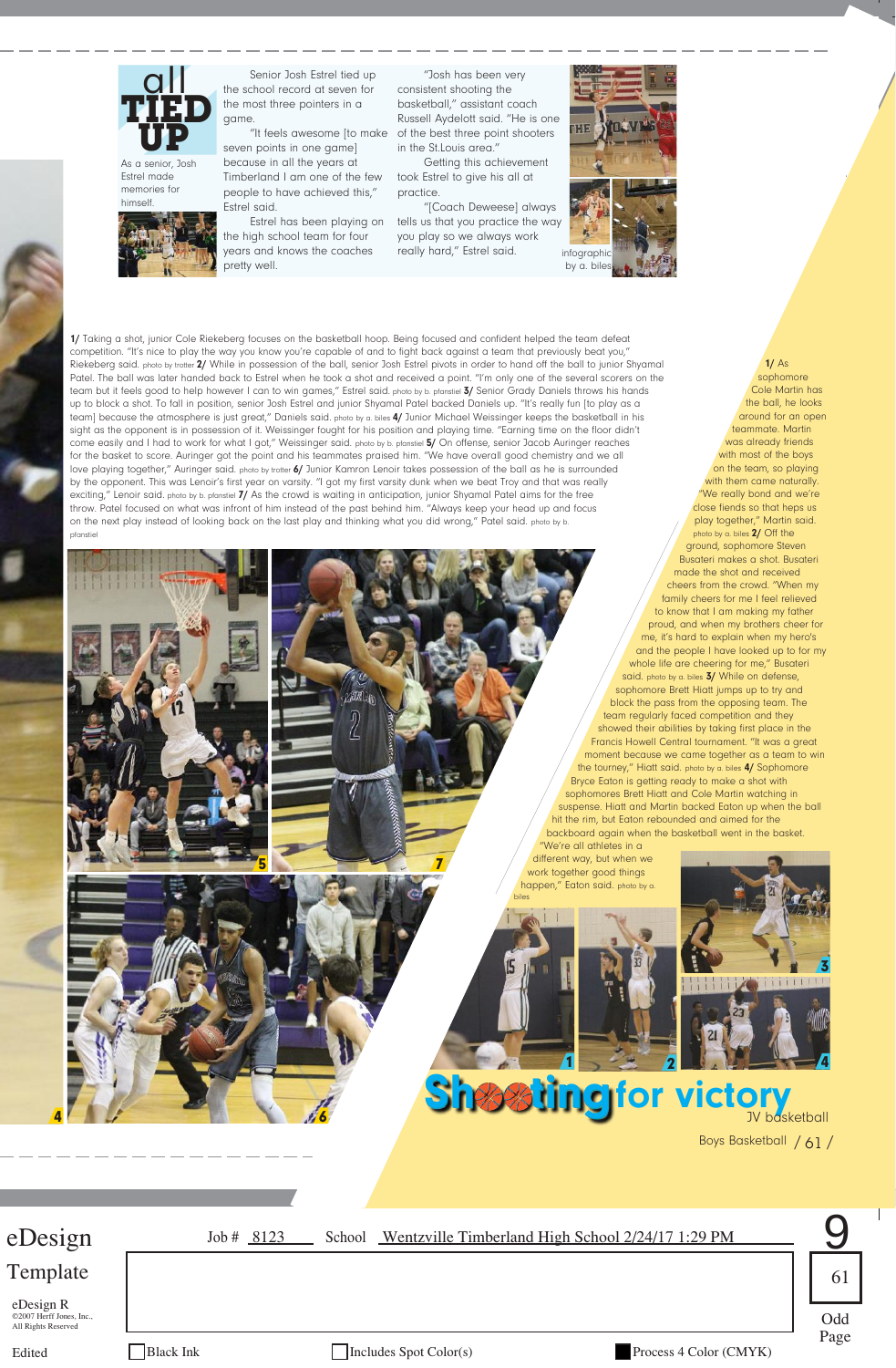# all TIED UP

As a senior, Josh Estrel made memories for himself.

Senior Josh Estrel tied up the school record at seven for the most three pointers in a game.

"It feels awesome [to make seven points in one game] because in all the years at Timberland I am one of the few people to have achieved this," Estrel said.

Estrel has been playing on the high school team for four years and knows the coaches pretty well.

"Josh has been very consistent shooting the basketball," assistant coach Russell Aydelott said. "He is one of the best three point shooters in the St.Louis area."

Getting this achievement took Estrel to give his all at practice.

"[Coach Deweese] always tells us that you practice the way you play so we always work really hard," Estrel said.

infographic by a. biles

**1/** Taking a shot, junior Cole Riekeberg focuses on the basketball hoop. Being focused and confident helped the team defeat competition. "It's nice to play the way you know you're capable of and to fight back against a team that previously beat you," Riekeberg said. photo by trotter **2/** While in possession of the ball, senior Josh Estrel pivots in order to hand off the ball to junior Shyamal Patel. The ball was later handed back to Estrel when he took a shot and received a point. "I'm only one of the several scorers on the team but it feels good to help however I can to win games," Estrel said. photo by b. pfanstiel **3/** Senior Grady Daniels throws his hands up to block a shot. To fall in position, senior Josh Estrel and junior Shyamal Patel backed Daniels up. "It's really fun [to play as a team] because the atmosphere is just great," Daniels said. photo by a. biles **4/** Junior Michael Weissinger keeps the basketball in his sight as the opponent is in possession of it. Weissinger fought for his position and playing time. "Earning time on the floor didn't come easily and I had to work for what I got," Weissinger said. photo by b. pfanstiel **5/** On offense, senior Jacob Auringer reaches for the basket to score. Auringer got the point and his teammates praised him. "We have overall good chemistry and we all love playing together," Auringer said. photo by trotter **6/** Junior Kamron Lenoir takes possession of the ball as he is surrounded by the opponent. This was Lenoir's first year on varsity. "I got my first varsity dunk when we beat Troy and that was really exciting," Lenoir said. photo by b. pfanstiel **7/** As the crowd is waiting in anticipation, junior Shyamal Patel aims for the free throw. Patel focused on what was infront of him instead of the past behind him. "Always keep your head up and focus on the next play instead of looking back on the last play and thinking what you did wrong," Patel said. photo by b. pfanstiel

**1/** As sophomore Cole Martin has the ball, he looks around for an open teammate. Martin was already friends with most of the boys on the team, so playing with them came naturally. "We really bond and we're close fiends so that heps us play together," Martin said. photo by a. biles **2/** Off the ground, sophomore Steven Busateri makes a shot. Busateri made the shot and received cheers from the crowd. "When my family cheers for me I feel relieved to know that I am making my father proud, and when my brothers cheer for me, it's hard to explain when my hero's and the people I have looked up to for my whole life are cheering for me," Busateri said. photo by a. biles **3/** While on defense, sophomore Brett Hiatt jumps up to try and block the pass from the opposing team. The team regularly faced competition and they showed their abilities by taking first place in the Francis Howell Central tournament. "It was a great moment because we came together as a team to win the tourney," Hiatt said. photo by a. biles **4/** Sophomore Bryce Eaton is getting ready to make a shot with sophomores Brett Hiatt and Cole Martin watching in suspense. Hiatt and Martin backed Eaton up when the ball hit the rim, but Eaton rebounded and aimed for the backboard again when the basketball went in the basket. "We're all athletes in a different way, but when we work together good things happen," Eaton said. photo by a. biles

# Shooting for victory

JV basketball

Boys Basketball / 61 /

eDesign Template | Job # 8123 | School Wentzville Timberland High School 2/24/17 1:29 PM | 9 | 61 | Odd Page

eDesign R ©2007 Herff Jones, Inc., All Rights Reserved

Edited | Black Ink | Includes Spot Color(s) | Process 4 Color (CMYK)